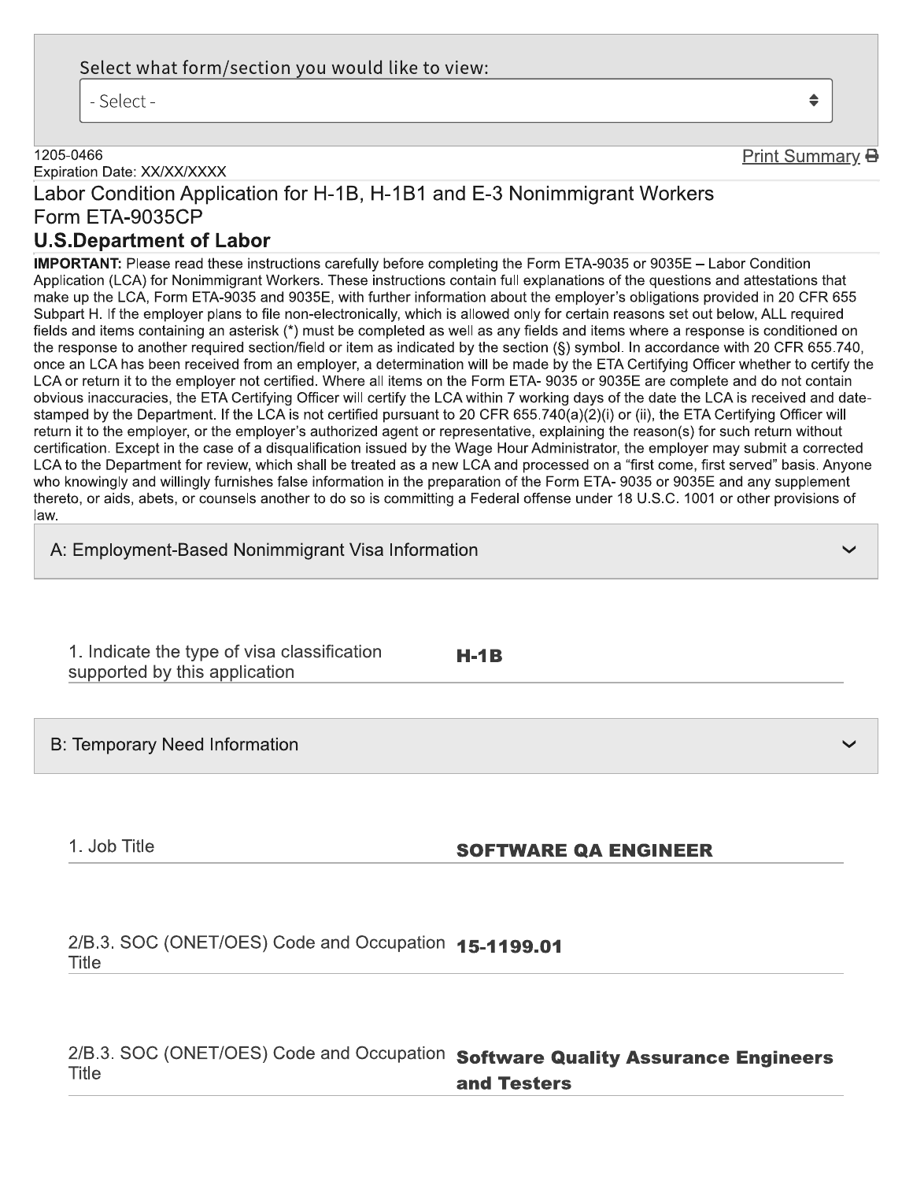Select what form/section you would like to view:

- Select -

1205-0466
Expiration Date: XX/XX/XXXX

Print Summary

# Labor Condition Application for H-1B, H-1B1 and E-3 Nonimmigrant Workers
# Form ETA-9035CP
## U.S.Department of Labor

**IMPORTANT:** Please read these instructions carefully before completing the Form ETA-9035 or 9035E – Labor Condition Application (LCA) for Nonimmigrant Workers. These instructions contain full explanations of the questions and attestations that make up the LCA, Form ETA-9035 and 9035E, with further information about the employer's obligations provided in 20 CFR 655 Subpart H. If the employer plans to file non-electronically, which is allowed only for certain reasons set out below, ALL required fields and items containing an asterisk (*) must be completed as well as any fields and items where a response is conditioned on the response to another required section/field or item as indicated by the section (§) symbol. In accordance with 20 CFR 655.740, once an LCA has been received from an employer, a determination will be made by the ETA Certifying Officer whether to certify the LCA or return it to the employer not certified. Where all items on the Form ETA- 9035 or 9035E are complete and do not contain obvious inaccuracies, the ETA Certifying Officer will certify the LCA within 7 working days of the date the LCA is received and date-stamped by the Department. If the LCA is not certified pursuant to 20 CFR 655.740(a)(2)(i) or (ii), the ETA Certifying Officer will return it to the employer, or the employer's authorized agent or representative, explaining the reason(s) for such return without certification. Except in the case of a disqualification issued by the Wage Hour Administrator, the employer may submit a corrected LCA to the Department for review, which shall be treated as a new LCA and processed on a "first come, first served" basis. Anyone who knowingly and willingly furnishes false information in the preparation of the Form ETA- 9035 or 9035E and any supplement thereto, or aids, abets, or counsels another to do so is committing a Federal offense under 18 U.S.C. 1001 or other provisions of law.

### A: Employment-Based Nonimmigrant Visa Information

| | |
|---|---|
| 1. Indicate the type of visa classification supported by this application | **H-1B** |

### B: Temporary Need Information

| | |
|---|---|
| 1. Job Title | **SOFTWARE QA ENGINEER** |
| 2/B.3. SOC (ONET/OES) Code and Occupation Title | **15-1199.01** |
| 2/B.3. SOC (ONET/OES) Code and Occupation Title | **Software Quality Assurance Engineers and Testers** |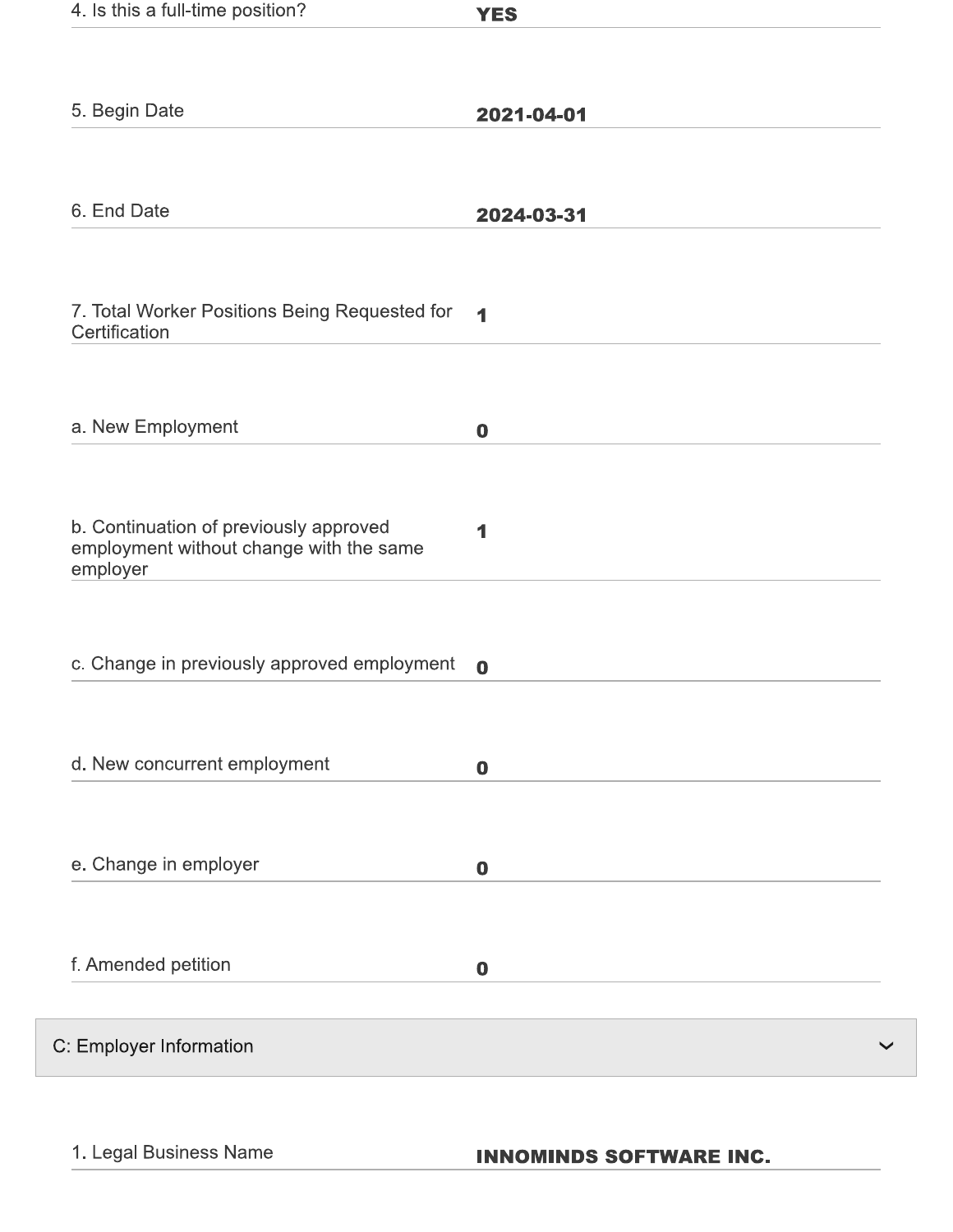| | |
|---|---|
| 4. Is this a full-time position? | **YES** |
| 5. Begin Date | **2021-04-01** |
| 6. End Date | **2024-03-31** |
| 7. Total Worker Positions Being Requested for Certification | **1** |
| a. New Employment | **0** |
| b. Continuation of previously approved employment without change with the same employer | **1** |
| c. Change in previously approved employment | **0** |
| d. New concurrent employment | **0** |
| e. Change in employer | **0** |
| f. Amended petition | **0** |

## C: Employer Information

| | |
|---|---|
| 1. Legal Business Name | **INNOMINDS SOFTWARE INC.** |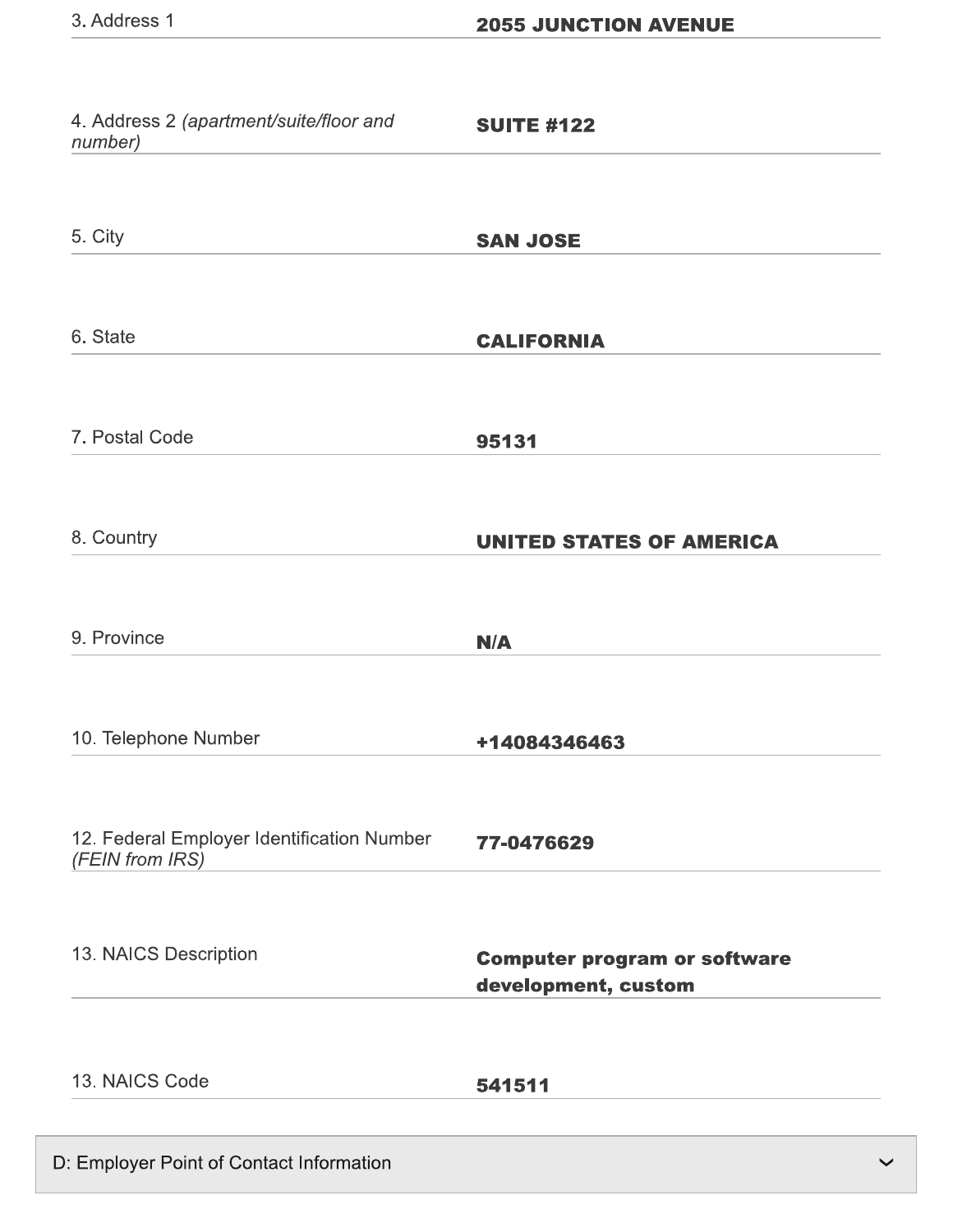| Field | Value |
| --- | --- |
| 3. Address 1 | **2055 JUNCTION AVENUE** |
| 4. Address 2 *(apartment/suite/floor and number)* | **SUITE #122** |
| 5. City | **SAN JOSE** |
| 6. State | **CALIFORNIA** |
| 7. Postal Code | **95131** |
| 8. Country | **UNITED STATES OF AMERICA** |
| 9. Province | **N/A** |
| 10. Telephone Number | **+14084346463** |
| 12. Federal Employer Identification Number *(FEIN from IRS)* | **77-0476629** |
| 13. NAICS Description | **Computer program or software development, custom** |
| 13. NAICS Code | **541511** |

## D: Employer Point of Contact Information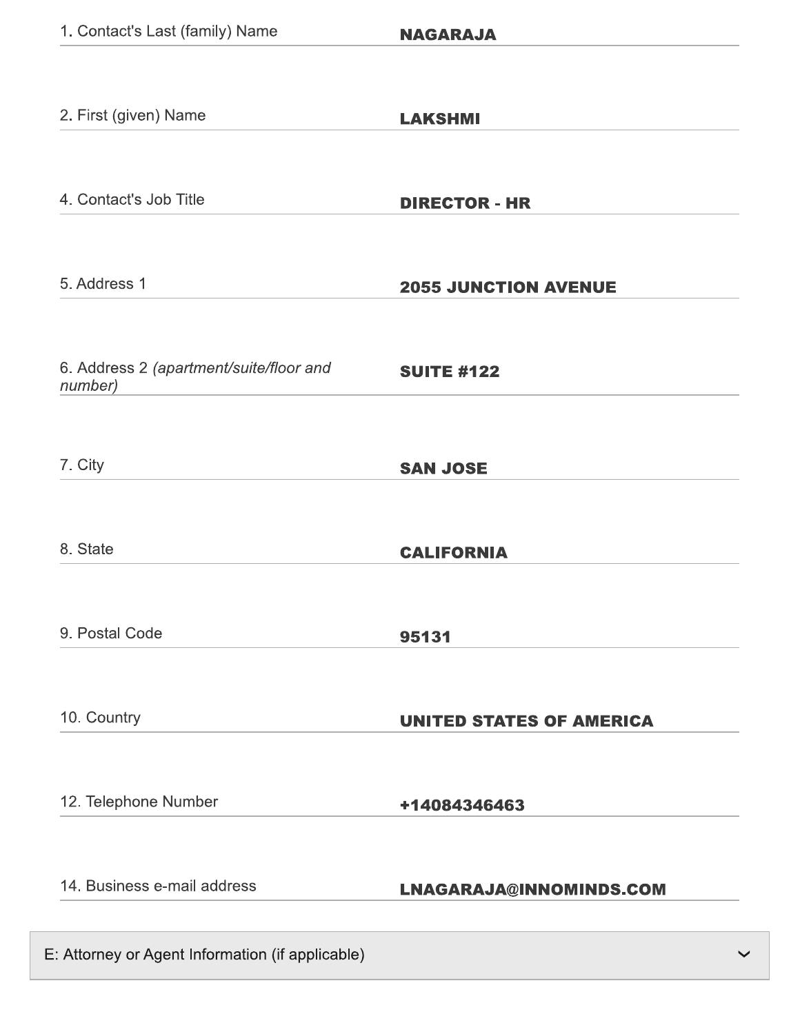| Field | Value |
| --- | --- |
| 1. Contact's Last (family) Name | **NAGARAJA** |
| 2. First (given) Name | **LAKSHMI** |
| 4. Contact's Job Title | **DIRECTOR - HR** |
| 5. Address 1 | **2055 JUNCTION AVENUE** |
| 6. Address 2 *(apartment/suite/floor and number)* | **SUITE #122** |
| 7. City | **SAN JOSE** |
| 8. State | **CALIFORNIA** |
| 9. Postal Code | **95131** |
| 10. Country | **UNITED STATES OF AMERICA** |
| 12. Telephone Number | **+14084346463** |
| 14. Business e-mail address | **LNAGARAJA@INNOMINDS.COM** |

## E: Attorney or Agent Information (if applicable)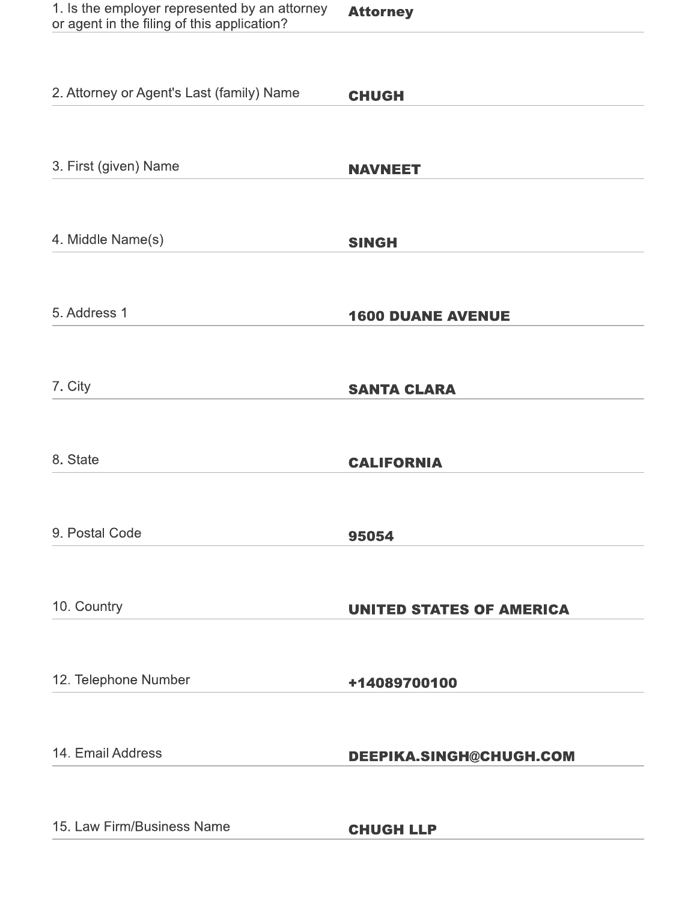| | |
|---|---|
| 1. Is the employer represented by an attorney or agent in the filing of this application? | **Attorney** |
| 2. Attorney or Agent's Last (family) Name | **CHUGH** |
| 3. First (given) Name | **NAVNEET** |
| 4. Middle Name(s) | **SINGH** |
| 5. Address 1 | **1600 DUANE AVENUE** |
| 7. City | **SANTA CLARA** |
| 8. State | **CALIFORNIA** |
| 9. Postal Code | **95054** |
| 10. Country | **UNITED STATES OF AMERICA** |
| 12. Telephone Number | **+14089700100** |
| 14. Email Address | **DEEPIKA.SINGH@CHUGH.COM** |
| 15. Law Firm/Business Name | **CHUGH LLP** |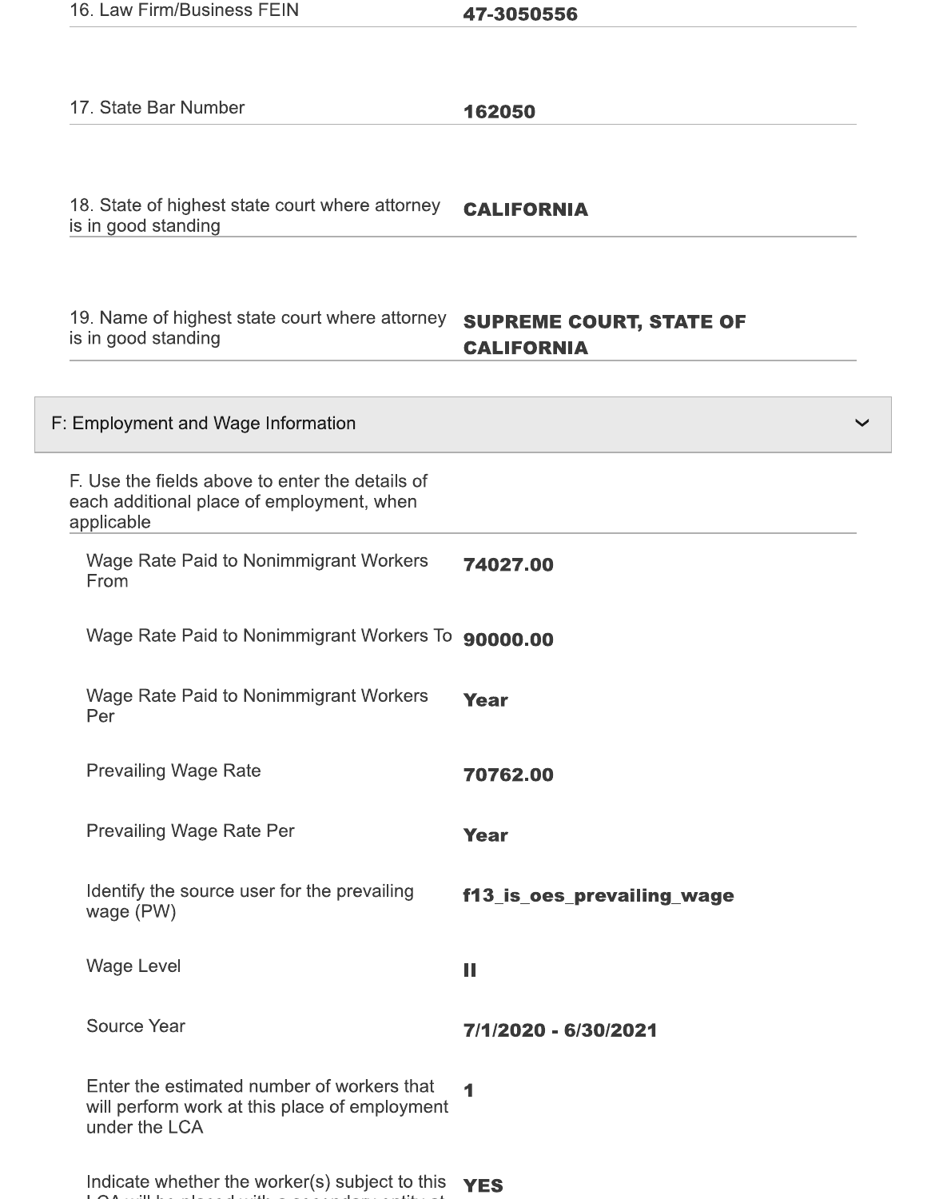| | |
|---|---|
| 16. Law Firm/Business FEIN | **47-3050556** |
| 17. State Bar Number | **162050** |
| 18. State of highest state court where attorney is in good standing | **CALIFORNIA** |
| 19. Name of highest state court where attorney is in good standing | **SUPREME COURT, STATE OF CALIFORNIA** |

## F: Employment and Wage Information

| | |
|---|---|
| F. Use the fields above to enter the details of each additional place of employment, when applicable | |
| Wage Rate Paid to Nonimmigrant Workers From | **74027.00** |
| Wage Rate Paid to Nonimmigrant Workers To | **90000.00** |
| Wage Rate Paid to Nonimmigrant Workers Per | **Year** |
| Prevailing Wage Rate | **70762.00** |
| Prevailing Wage Rate Per | **Year** |
| Identify the source user for the prevailing wage (PW) | **f13_is_oes_prevailing_wage** |
| Wage Level | **II** |
| Source Year | **7/1/2020 - 6/30/2021** |
| Enter the estimated number of workers that will perform work at this place of employment under the LCA | **1** |
| Indicate whether the worker(s) subject to this LCA will be placed with a secondary entity at | **YES** |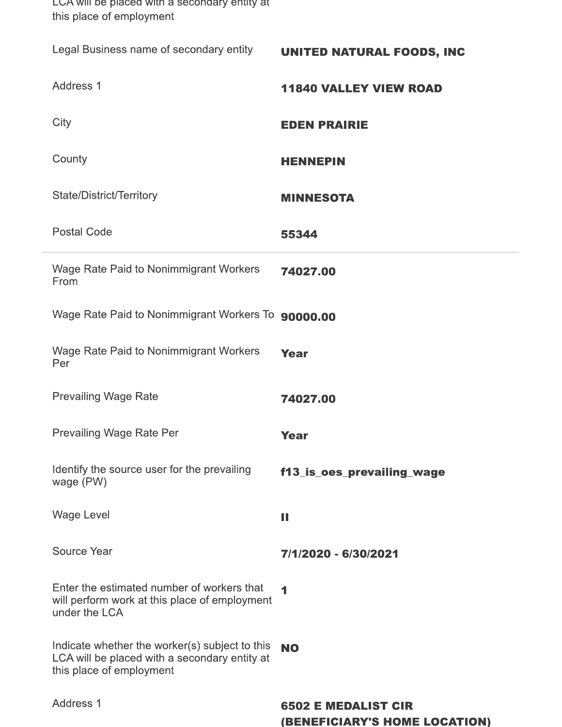| | |
|---|---|
| LCA will be placed with a secondary entity at this place of employment | |
| Legal Business name of secondary entity | **UNITED NATURAL FOODS, INC** |
| Address 1 | **11840 VALLEY VIEW ROAD** |
| City | **EDEN PRAIRIE** |
| County | **HENNEPIN** |
| State/District/Territory | **MINNESOTA** |
| Postal Code | **55344** |

| | |
|---|---|
| Wage Rate Paid to Nonimmigrant Workers From | **74027.00** |
| Wage Rate Paid to Nonimmigrant Workers To | **90000.00** |
| Wage Rate Paid to Nonimmigrant Workers Per | **Year** |
| Prevailing Wage Rate | **74027.00** |
| Prevailing Wage Rate Per | **Year** |
| Identify the source user for the prevailing wage (PW) | **f13_is_oes_prevailing_wage** |
| Wage Level | **II** |
| Source Year | **7/1/2020 - 6/30/2021** |
| Enter the estimated number of workers that will perform work at this place of employment under the LCA | **1** |
| Indicate whether the worker(s) subject to this LCA will be placed with a secondary entity at this place of employment | **NO** |
| Address 1 | **6502 E MEDALIST CIR (BENEFICIARY'S HOME LOCATION)** |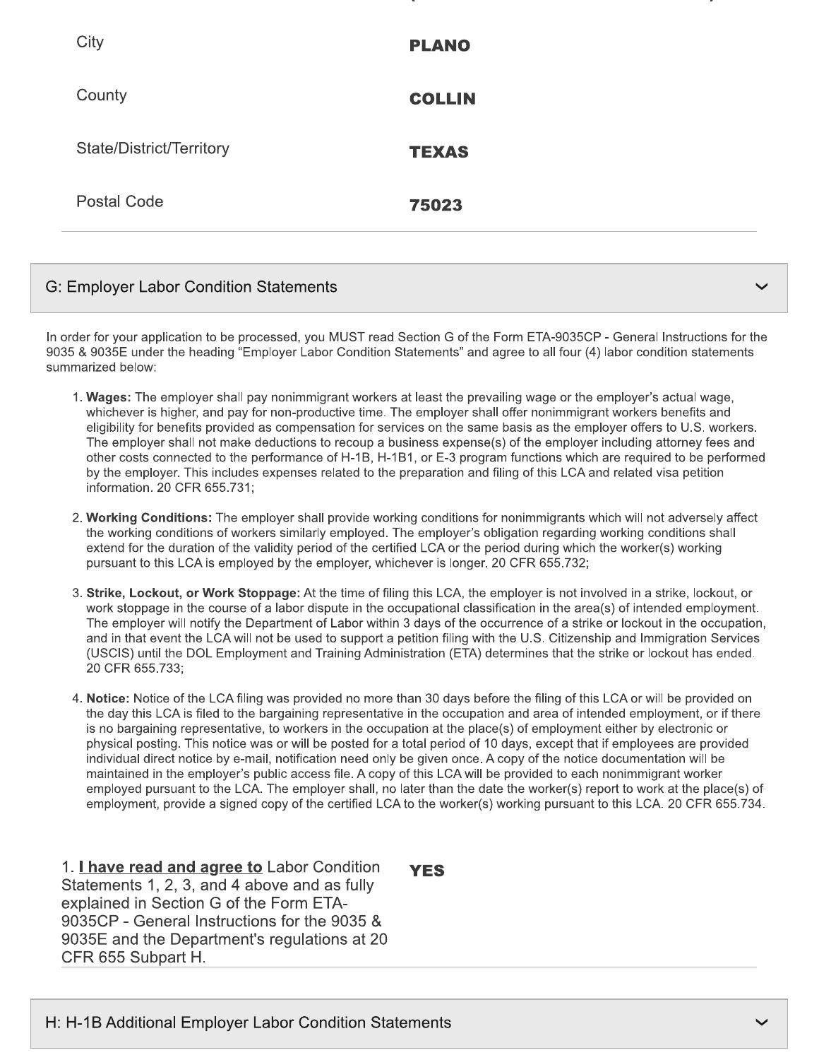| | |
|---|---|
| City | **PLANO** |
| County | **COLLIN** |
| State/District/Territory | **TEXAS** |
| Postal Code | **75023** |

## G: Employer Labor Condition Statements

In order for your application to be processed, you MUST read Section G of the Form ETA-9035CP - General Instructions for the 9035 & 9035E under the heading "Employer Labor Condition Statements" and agree to all four (4) labor condition statements summarized below:

1. **Wages:** The employer shall pay nonimmigrant workers at least the prevailing wage or the employer's actual wage, whichever is higher, and pay for non-productive time. The employer shall offer nonimmigrant workers benefits and eligibility for benefits provided as compensation for services on the same basis as the employer offers to U.S. workers. The employer shall not make deductions to recoup a business expense(s) of the employer including attorney fees and other costs connected to the performance of H-1B, H-1B1, or E-3 program functions which are required to be performed by the employer. This includes expenses related to the preparation and filing of this LCA and related visa petition information. 20 CFR 655.731;

2. **Working Conditions:** The employer shall provide working conditions for nonimmigrants which will not adversely affect the working conditions of workers similarly employed. The employer's obligation regarding working conditions shall extend for the duration of the validity period of the certified LCA or the period during which the worker(s) working pursuant to this LCA is employed by the employer, whichever is longer. 20 CFR 655.732;

3. **Strike, Lockout, or Work Stoppage:** At the time of filing this LCA, the employer is not involved in a strike, lockout, or work stoppage in the course of a labor dispute in the occupational classification in the area(s) of intended employment. The employer will notify the Department of Labor within 3 days of the occurrence of a strike or lockout in the occupation, and in that event the LCA will not be used to support a petition filing with the U.S. Citizenship and Immigration Services (USCIS) until the DOL Employment and Training Administration (ETA) determines that the strike or lockout has ended. 20 CFR 655.733;

4. **Notice:** Notice of the LCA filing was provided no more than 30 days before the filing of this LCA or will be provided on the day this LCA is filed to the bargaining representative in the occupation and area of intended employment, or if there is no bargaining representative, to workers in the occupation at the place(s) of employment either by electronic or physical posting. This notice was or will be posted for a total period of 10 days, except that if employees are provided individual direct notice by e-mail, notification need only be given once. A copy of the notice documentation will be maintained in the employer's public access file. A copy of this LCA will be provided to each nonimmigrant worker employed pursuant to the LCA. The employer shall, no later than the date the worker(s) report to work at the place(s) of employment, provide a signed copy of the certified LCA to the worker(s) working pursuant to this LCA. 20 CFR 655.734.

| | |
|---|---|
| 1. **I have read and agree to** Labor Condition Statements 1, 2, 3, and 4 above and as fully explained in Section G of the Form ETA-9035CP - General Instructions for the 9035 & 9035E and the Department's regulations at 20 CFR 655 Subpart H. | **YES** |

## H: H-1B Additional Employer Labor Condition Statements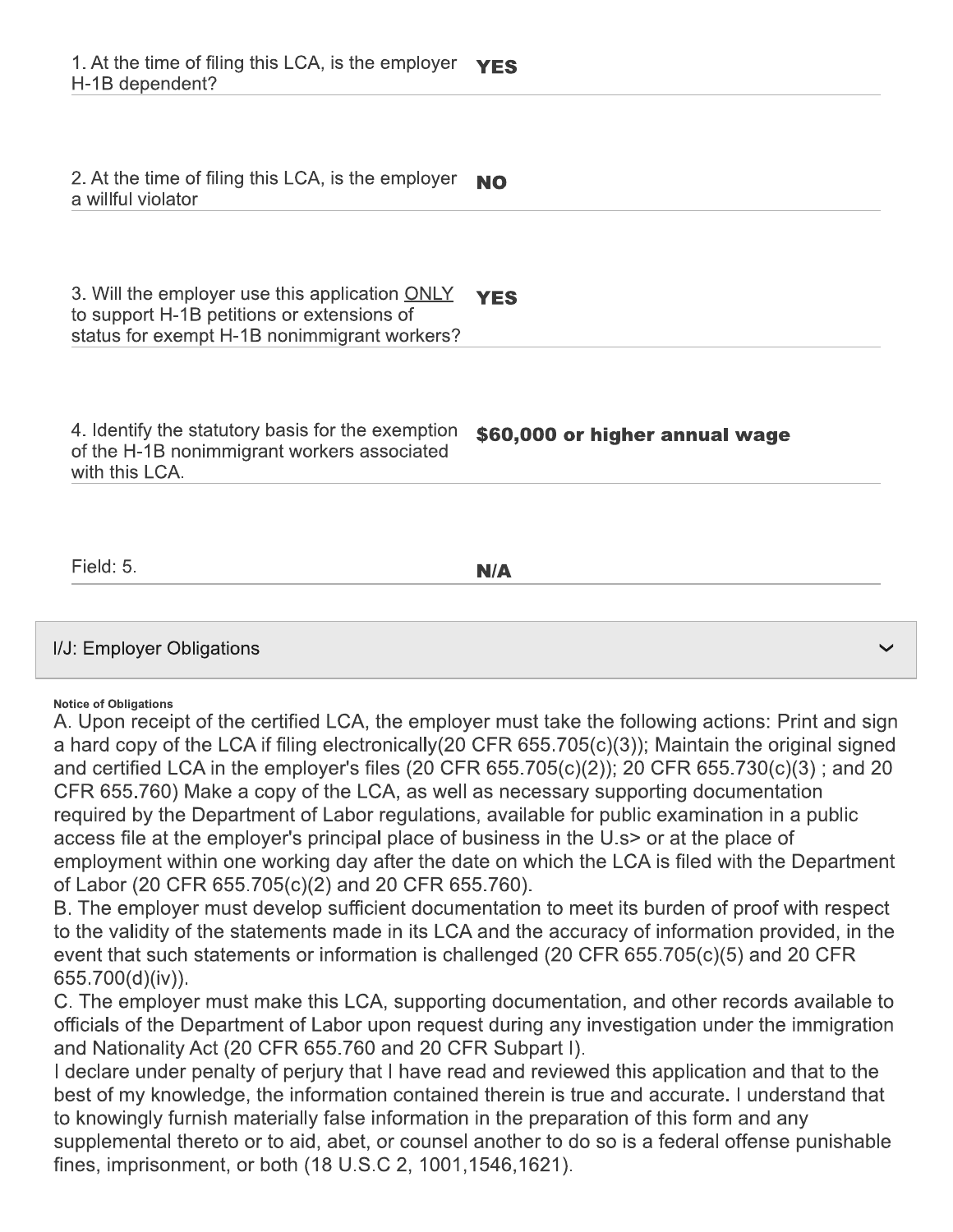| | |
|---|---|
| 1. At the time of filing this LCA, is the employer H-1B dependent? | **YES** |
| 2. At the time of filing this LCA, is the employer a willful violator | **NO** |
| 3. Will the employer use this application ONLY to support H-1B petitions or extensions of status for exempt H-1B nonimmigrant workers? | **YES** |
| 4. Identify the statutory basis for the exemption of the H-1B nonimmigrant workers associated with this LCA. | **$60,000 or higher annual wage** |
| Field: 5. | **N/A** |

## I/J: Employer Obligations

**Notice of Obligations**

A. Upon receipt of the certified LCA, the employer must take the following actions: Print and sign a hard copy of the LCA if filing electronically(20 CFR 655.705(c)(3)); Maintain the original signed and certified LCA in the employer's files (20 CFR 655.705(c)(2)); 20 CFR 655.730(c)(3) ; and 20 CFR 655.760) Make a copy of the LCA, as well as necessary supporting documentation required by the Department of Labor regulations, available for public examination in a public access file at the employer's principal place of business in the U.s> or at the place of employment within one working day after the date on which the LCA is filed with the Department of Labor (20 CFR 655.705(c)(2) and 20 CFR 655.760).

B. The employer must develop sufficient documentation to meet its burden of proof with respect to the validity of the statements made in its LCA and the accuracy of information provided, in the event that such statements or information is challenged (20 CFR 655.705(c)(5) and 20 CFR 655.700(d)(iv)).

C. The employer must make this LCA, supporting documentation, and other records available to officials of the Department of Labor upon request during any investigation under the immigration and Nationality Act (20 CFR 655.760 and 20 CFR Subpart I).

I declare under penalty of perjury that I have read and reviewed this application and that to the best of my knowledge, the information contained therein is true and accurate. I understand that to knowingly furnish materially false information in the preparation of this form and any supplemental thereto or to aid, abet, or counsel another to do so is a federal offense punishable fines, imprisonment, or both (18 U.S.C 2, 1001,1546,1621).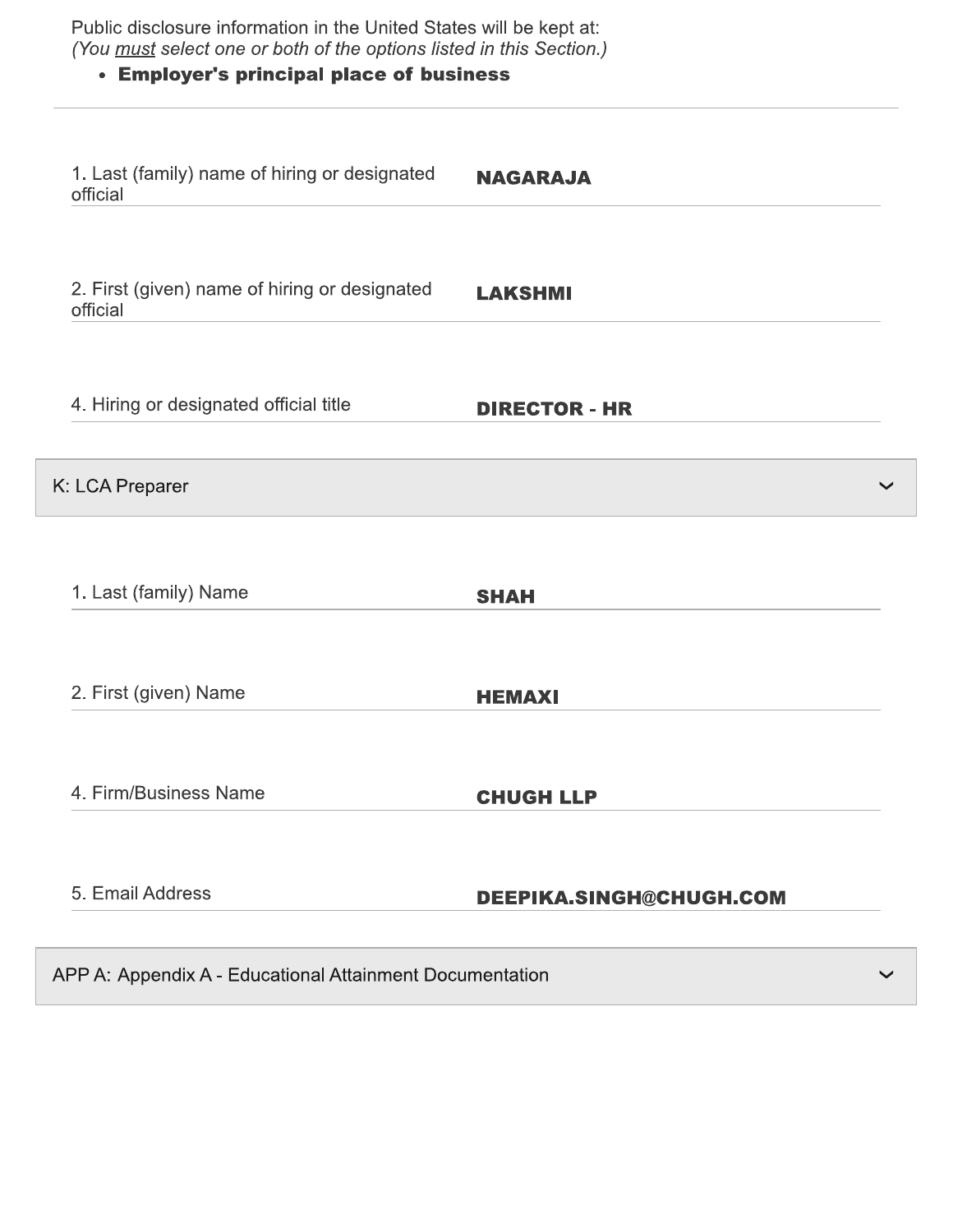Public disclosure information in the United States will be kept at:
*(You must select one or both of the options listed in this Section.)*

- **Employer's principal place of business**

---

1. Last (family) name of hiring or designated official: **NAGARAJA**

2. First (given) name of hiring or designated official: **LAKSHMI**

4. Hiring or designated official title: **DIRECTOR - HR**

## K: LCA Preparer

1. Last (family) Name: **SHAH**

2. First (given) Name: **HEMAXI**

4. Firm/Business Name: **CHUGH LLP**

5. Email Address: **DEEPIKA.SINGH@CHUGH.COM**

## APP A: Appendix A - Educational Attainment Documentation